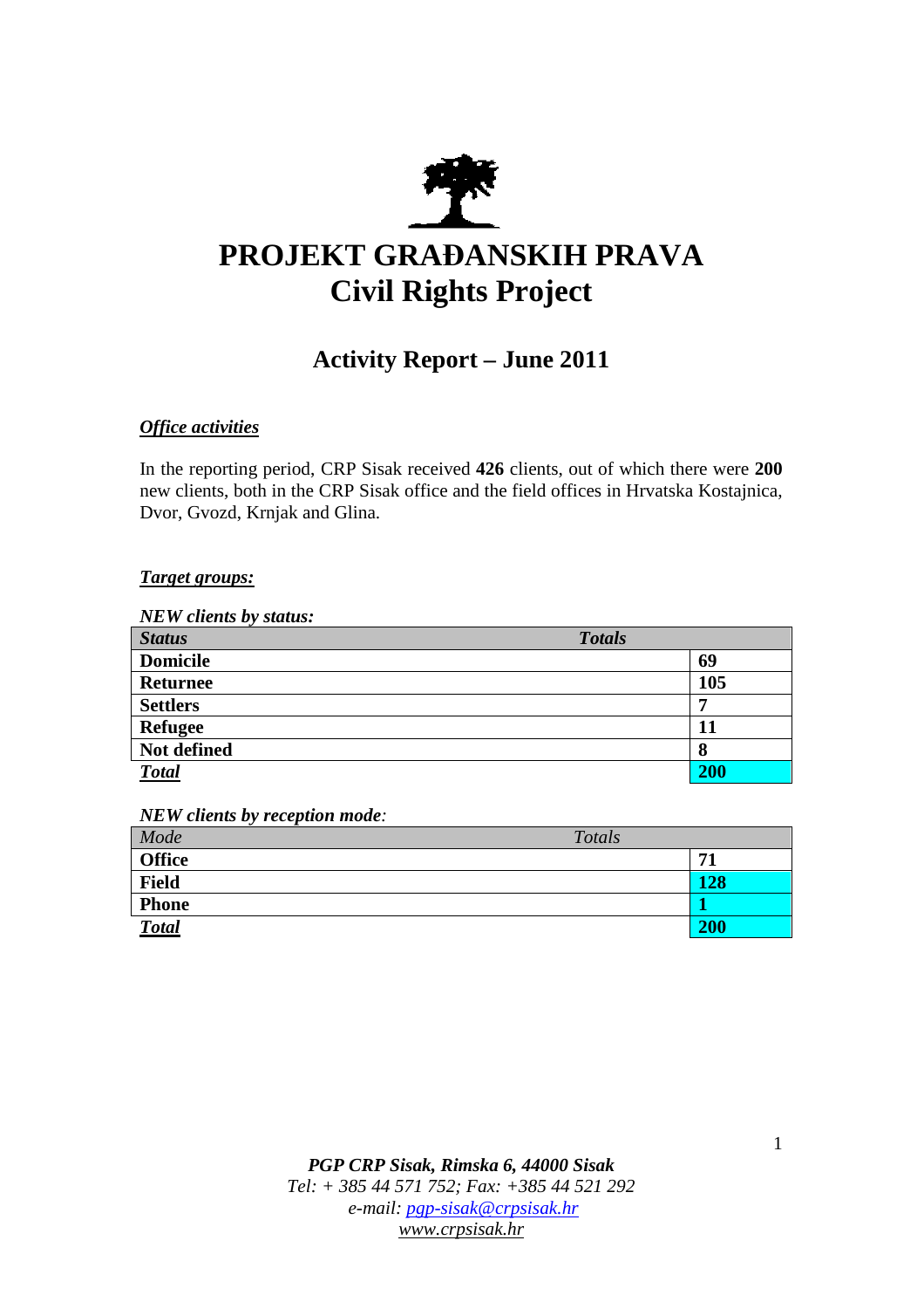# PROJEKT GRAĐANSKIH PRAVA
# Civil Rights Project

## Activity Report – June 2011

***Office activities***

In the reporting period, CRP Sisak received **426** clients, out of which there were **200** new clients, both in the CRP Sisak office and the field offices in Hrvatska Kostajnica, Dvor, Gvozd, Krnjak and Glina.

***Target groups:***

***NEW clients by status:***

| *Status* | *Totals* |
|---|---|
| **Domicile** | **69** |
| **Returnee** | **105** |
| **Settlers** | **7** |
| **Refugee** | **11** |
| **Not defined** | **8** |
| ***Total*** | **200** |

***NEW clients by reception mode:***

| *Mode* | *Totals* |
|---|---|
| **Office** | **71** |
| **Field** | **128** |
| **Phone** | **1** |
| ***Total*** | **200** |

***PGP CRP Sisak, Rimska 6, 44000 Sisak***
*Tel: + 385 44 571 752; Fax: +385 44 521 292*
*e-mail: pgp-sisak@crpsisak.hr*
*www.crpsisak.hr*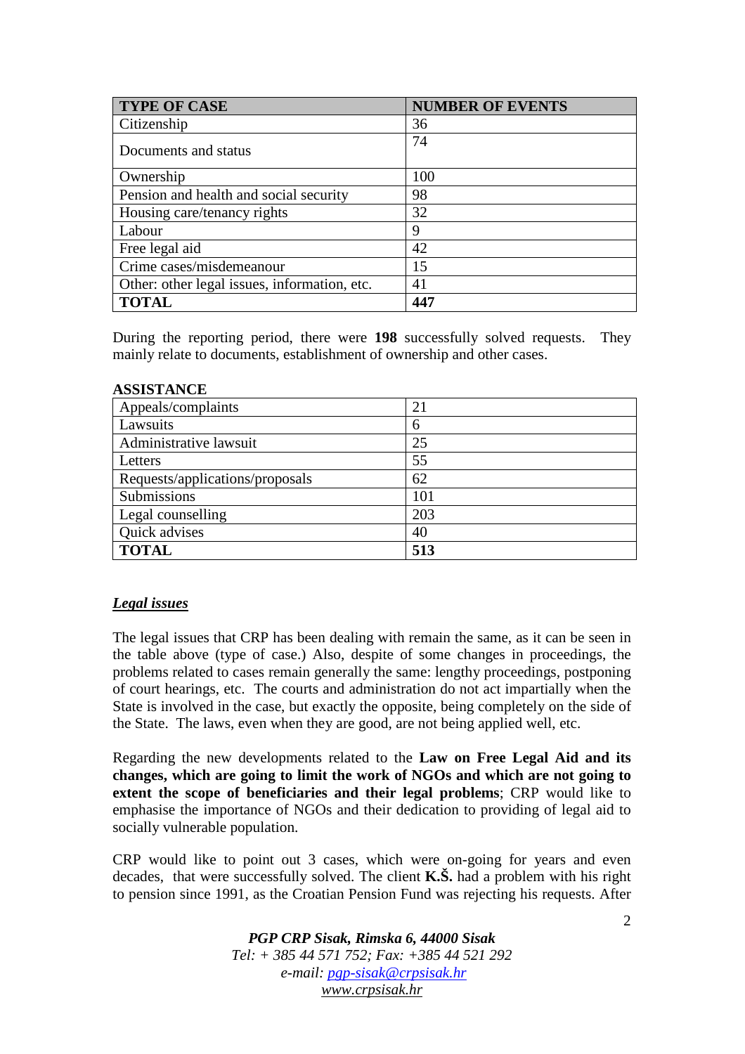| TYPE OF CASE | NUMBER OF EVENTS |
| --- | --- |
| Citizenship | 36 |
| Documents and status | 74 |
| Ownership | 100 |
| Pension and health and social security | 98 |
| Housing care/tenancy rights | 32 |
| Labour | 9 |
| Free legal aid | 42 |
| Crime cases/misdemeanour | 15 |
| Other: other legal issues, information, etc. | 41 |
| **TOTAL** | **447** |

During the reporting period, there were **198** successfully solved requests. They mainly relate to documents, establishment of ownership and other cases.

**ASSISTANCE**

| | |
| --- | --- |
| Appeals/complaints | 21 |
| Lawsuits | 6 |
| Administrative lawsuit | 25 |
| Letters | 55 |
| Requests/applications/proposals | 62 |
| Submissions | 101 |
| Legal counselling | 203 |
| Quick advises | 40 |
| **TOTAL** | **513** |

***Legal issues***

The legal issues that CRP has been dealing with remain the same, as it can be seen in the table above (type of case.) Also, despite of some changes in proceedings, the problems related to cases remain generally the same: lengthy proceedings, postponing of court hearings, etc. The courts and administration do not act impartially when the State is involved in the case, but exactly the opposite, being completely on the side of the State. The laws, even when they are good, are not being applied well, etc.

Regarding the new developments related to the **Law on Free Legal Aid and its changes, which are going to limit the work of NGOs and which are not going to extent the scope of beneficiaries and their legal problems**; CRP would like to emphasise the importance of NGOs and their dedication to providing of legal aid to socially vulnerable population.

CRP would like to point out 3 cases, which were on-going for years and even decades, that were successfully solved. The client **K.Š.** had a problem with his right to pension since 1991, as the Croatian Pension Fund was rejecting his requests. After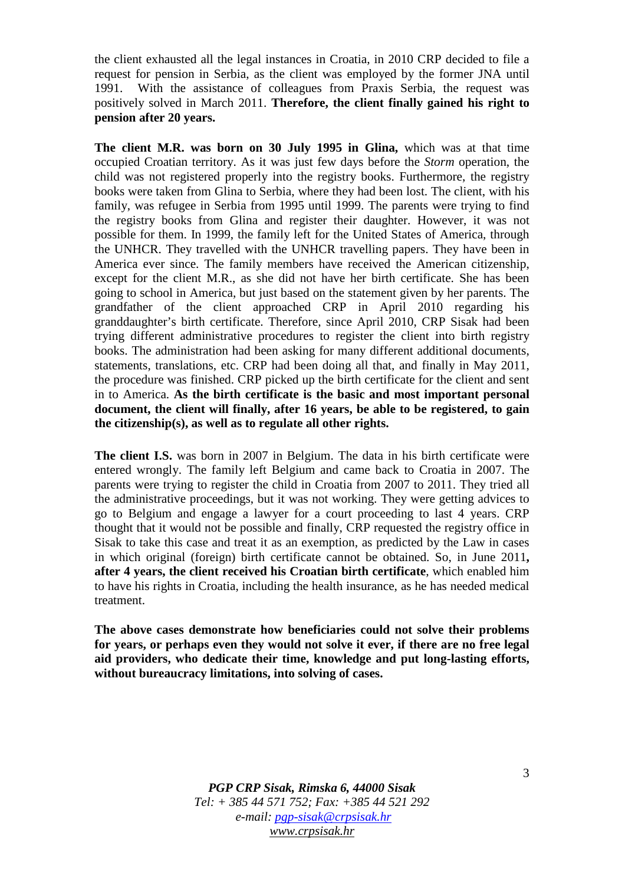the client exhausted all the legal instances in Croatia, in 2010 CRP decided to file a request for pension in Serbia, as the client was employed by the former JNA until 1991. With the assistance of colleagues from Praxis Serbia, the request was positively solved in March 2011. **Therefore, the client finally gained his right to pension after 20 years.**

**The client M.R. was born on 30 July 1995 in Glina,** which was at that time occupied Croatian territory. As it was just few days before the *Storm* operation, the child was not registered properly into the registry books. Furthermore, the registry books were taken from Glina to Serbia, where they had been lost. The client, with his family, was refugee in Serbia from 1995 until 1999. The parents were trying to find the registry books from Glina and register their daughter. However, it was not possible for them. In 1999, the family left for the United States of America, through the UNHCR. They travelled with the UNHCR travelling papers. They have been in America ever since. The family members have received the American citizenship, except for the client M.R., as she did not have her birth certificate. She has been going to school in America, but just based on the statement given by her parents. The grandfather of the client approached CRP in April 2010 regarding his granddaughter's birth certificate. Therefore, since April 2010, CRP Sisak had been trying different administrative procedures to register the client into birth registry books. The administration had been asking for many different additional documents, statements, translations, etc. CRP had been doing all that, and finally in May 2011, the procedure was finished. CRP picked up the birth certificate for the client and sent in to America. **As the birth certificate is the basic and most important personal document, the client will finally, after 16 years, be able to be registered, to gain the citizenship(s), as well as to regulate all other rights.**

**The client I.S.** was born in 2007 in Belgium. The data in his birth certificate were entered wrongly. The family left Belgium and came back to Croatia in 2007. The parents were trying to register the child in Croatia from 2007 to 2011. They tried all the administrative proceedings, but it was not working. They were getting advices to go to Belgium and engage a lawyer for a court proceeding to last 4 years. CRP thought that it would not be possible and finally, CRP requested the registry office in Sisak to take this case and treat it as an exemption, as predicted by the Law in cases in which original (foreign) birth certificate cannot be obtained. So, in June 2011**, after 4 years, the client received his Croatian birth certificate**, which enabled him to have his rights in Croatia, including the health insurance, as he has needed medical treatment.

**The above cases demonstrate how beneficiaries could not solve their problems for years, or perhaps even they would not solve it ever, if there are no free legal aid providers, who dedicate their time, knowledge and put long-lasting efforts, without bureaucracy limitations, into solving of cases.**

*PGP CRP Sisak, Rimska 6, 44000 Sisak*
*Tel: + 385 44 571 752; Fax: +385 44 521 292*
*e-mail: pgp-sisak@crpsisak.hr*
*www.crpsisak.hr*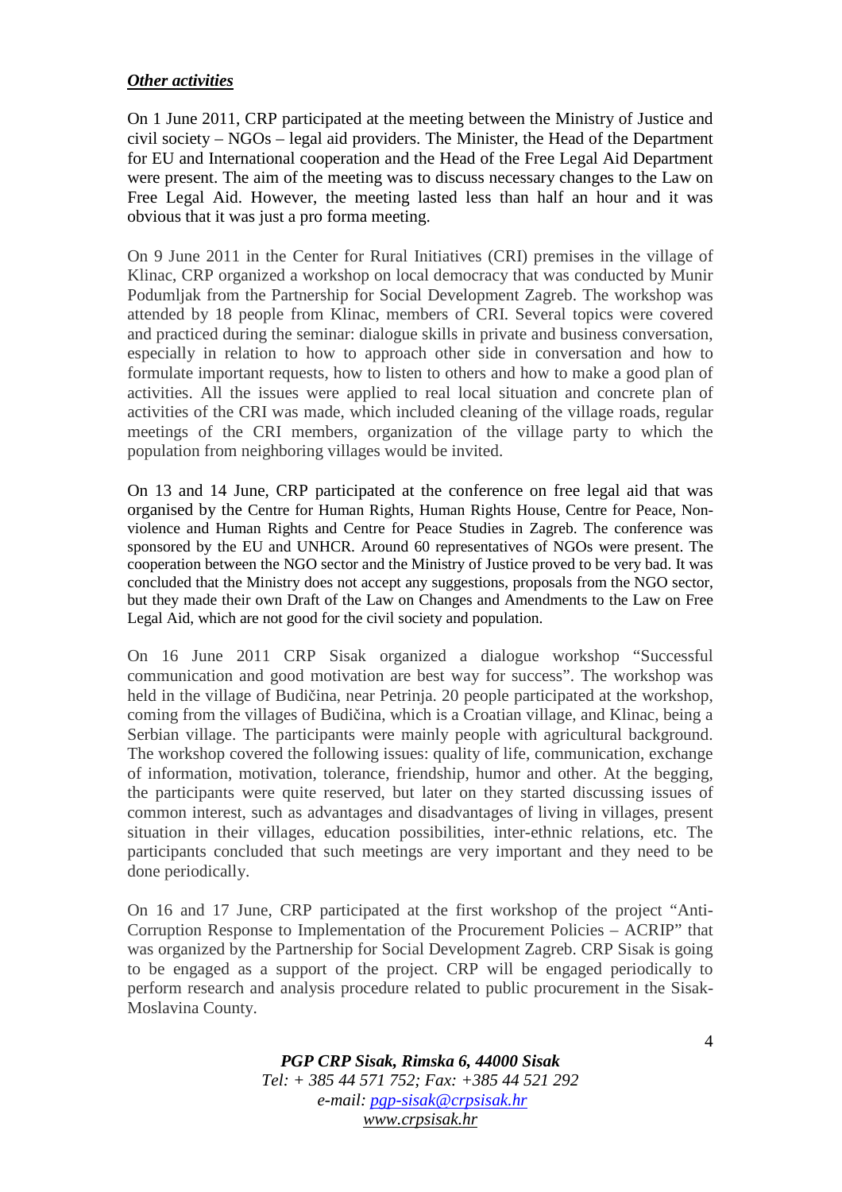***Other activities***

On 1 June 2011, CRP participated at the meeting between the Ministry of Justice and civil society – NGOs – legal aid providers. The Minister, the Head of the Department for EU and International cooperation and the Head of the Free Legal Aid Department were present. The aim of the meeting was to discuss necessary changes to the Law on Free Legal Aid. However, the meeting lasted less than half an hour and it was obvious that it was just a pro forma meeting.

On 9 June 2011 in the Center for Rural Initiatives (CRI) premises in the village of Klinac, CRP organized a workshop on local democracy that was conducted by Munir Podumljak from the Partnership for Social Development Zagreb. The workshop was attended by 18 people from Klinac, members of CRI. Several topics were covered and practiced during the seminar: dialogue skills in private and business conversation, especially in relation to how to approach other side in conversation and how to formulate important requests, how to listen to others and how to make a good plan of activities. All the issues were applied to real local situation and concrete plan of activities of the CRI was made, which included cleaning of the village roads, regular meetings of the CRI members, organization of the village party to which the population from neighboring villages would be invited.

On 13 and 14 June, CRP participated at the conference on free legal aid that was organised by the Centre for Human Rights, Human Rights House, Centre for Peace, Non-violence and Human Rights and Centre for Peace Studies in Zagreb. The conference was sponsored by the EU and UNHCR. Around 60 representatives of NGOs were present. The cooperation between the NGO sector and the Ministry of Justice proved to be very bad. It was concluded that the Ministry does not accept any suggestions, proposals from the NGO sector, but they made their own Draft of the Law on Changes and Amendments to the Law on Free Legal Aid, which are not good for the civil society and population.

On 16 June 2011 CRP Sisak organized a dialogue workshop "Successful communication and good motivation are best way for success". The workshop was held in the village of Budičina, near Petrinja. 20 people participated at the workshop, coming from the villages of Budičina, which is a Croatian village, and Klinac, being a Serbian village. The participants were mainly people with agricultural background. The workshop covered the following issues: quality of life, communication, exchange of information, motivation, tolerance, friendship, humor and other. At the begging, the participants were quite reserved, but later on they started discussing issues of common interest, such as advantages and disadvantages of living in villages, present situation in their villages, education possibilities, inter-ethnic relations, etc. The participants concluded that such meetings are very important and they need to be done periodically.

On 16 and 17 June, CRP participated at the first workshop of the project "Anti-Corruption Response to Implementation of the Procurement Policies – ACRIP" that was organized by the Partnership for Social Development Zagreb. CRP Sisak is going to be engaged as a support of the project. CRP will be engaged periodically to perform research and analysis procedure related to public procurement in the Sisak-Moslavina County.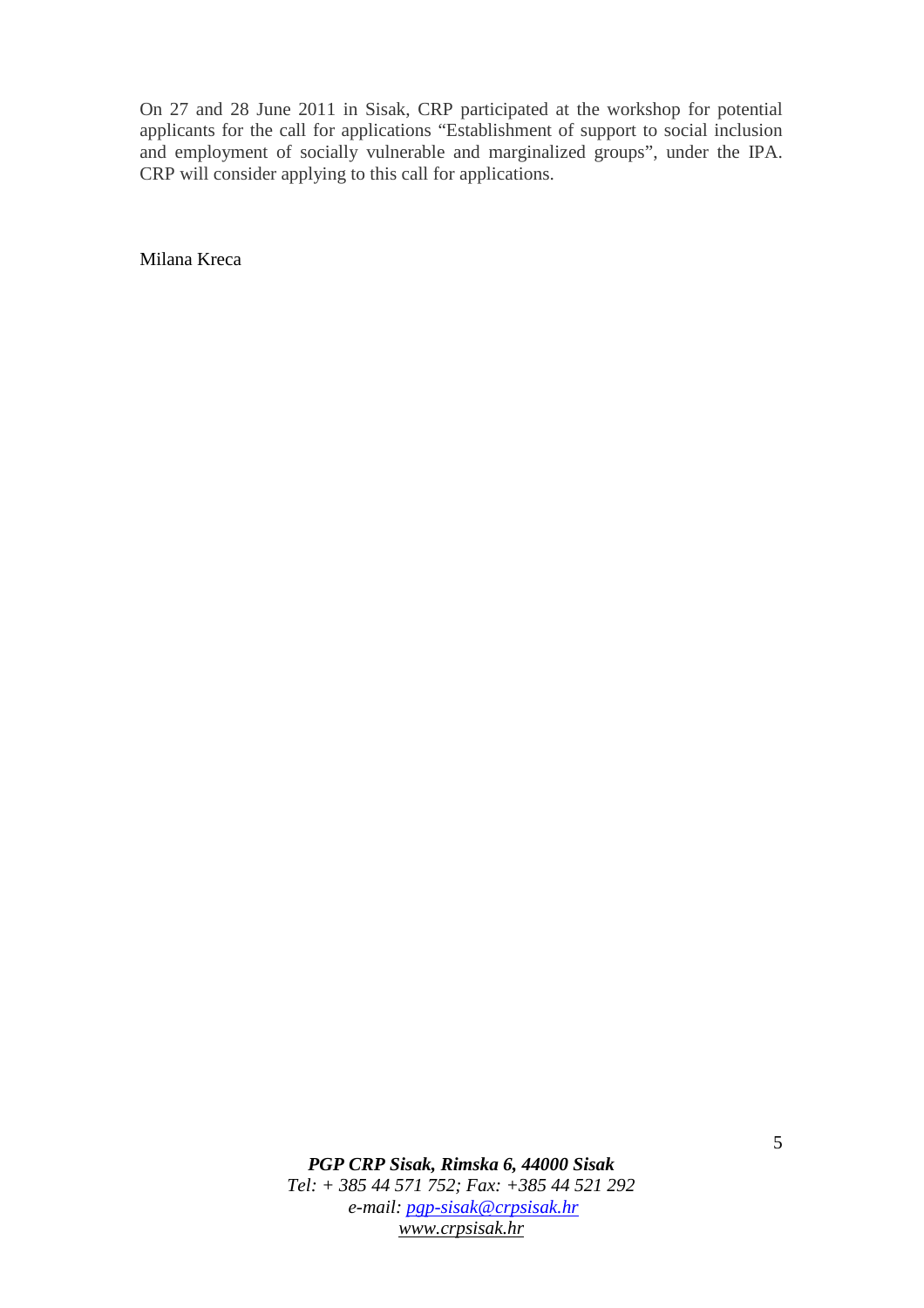On 27 and 28 June 2011 in Sisak, CRP participated at the workshop for potential applicants for the call for applications "Establishment of support to social inclusion and employment of socially vulnerable and marginalized groups", under the IPA. CRP will consider applying to this call for applications.

Milana Kreca